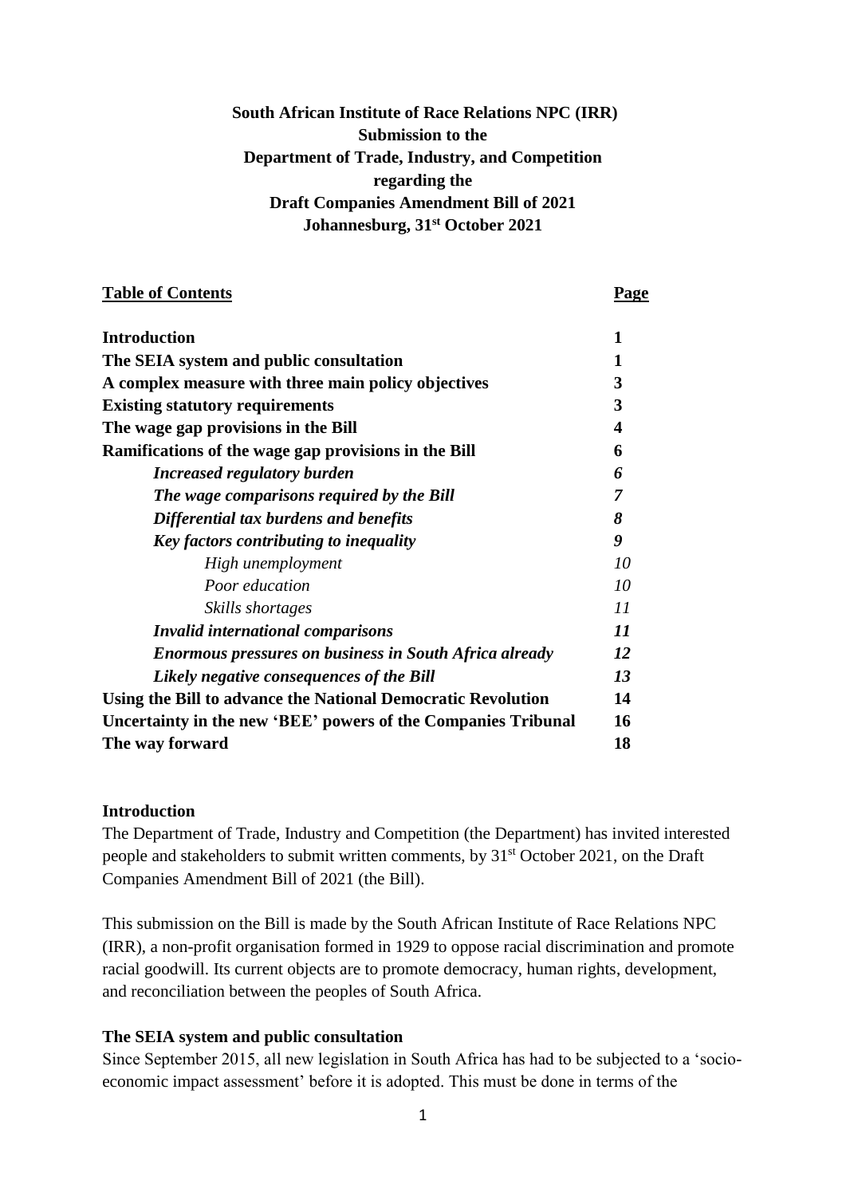**South African Institute of Race Relations NPC (IRR)**
**Submission to the**
**Department of Trade, Industry, and Competition**
**regarding the**
**Draft Companies Amendment Bill of 2021**
**Johannesburg, 31st October 2021**

| **Table of Contents** | **Page** |
|---|---|
| **Introduction** | **1** |
| **The SEIA system and public consultation** | **1** |
| **A complex measure with three main policy objectives** | **3** |
| **Existing statutory requirements** | **3** |
| **The wage gap provisions in the Bill** | **4** |
| **Ramifications of the wage gap provisions in the Bill** | **6** |
| ***Increased regulatory burden*** | ***6*** |
| ***The wage comparisons required by the Bill*** | ***7*** |
| ***Differential tax burdens and benefits*** | ***8*** |
| ***Key factors contributing to inequality*** | ***9*** |
| *High unemployment* | *10* |
| *Poor education* | *10* |
| *Skills shortages* | *11* |
| ***Invalid international comparisons*** | ***11*** |
| ***Enormous pressures on business in South Africa already*** | ***12*** |
| ***Likely negative consequences of the Bill*** | ***13*** |
| **Using the Bill to advance the National Democratic Revolution** | **14** |
| **Uncertainty in the new 'BEE' powers of the Companies Tribunal** | **16** |
| **The way forward** | **18** |

## Introduction

The Department of Trade, Industry and Competition (the Department) has invited interested people and stakeholders to submit written comments, by 31st October 2021, on the Draft Companies Amendment Bill of 2021 (the Bill).

This submission on the Bill is made by the South African Institute of Race Relations NPC (IRR), a non-profit organisation formed in 1929 to oppose racial discrimination and promote racial goodwill. Its current objects are to promote democracy, human rights, development, and reconciliation between the peoples of South Africa.

## The SEIA system and public consultation

Since September 2015, all new legislation in South Africa has had to be subjected to a 'socio-economic impact assessment' before it is adopted. This must be done in terms of the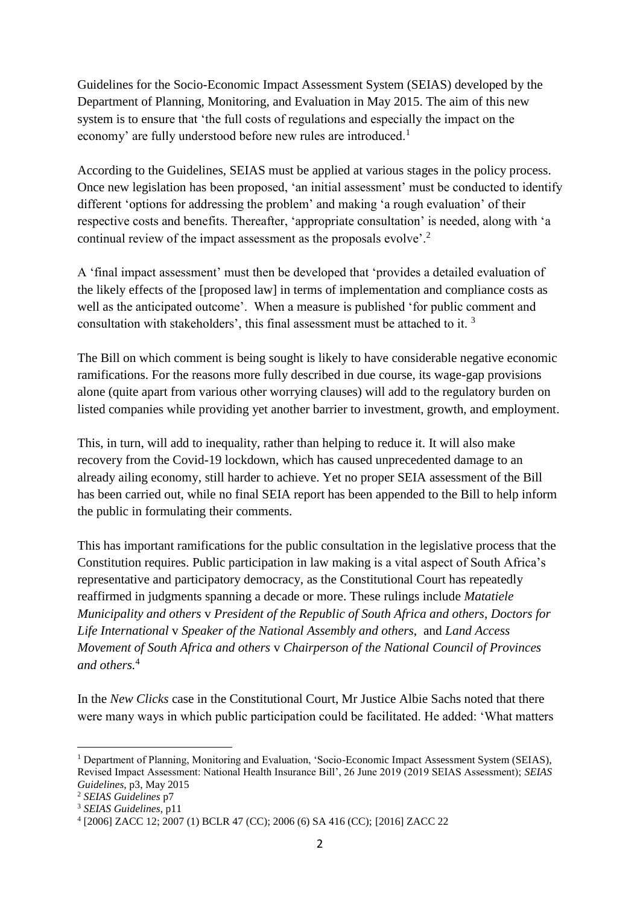Guidelines for the Socio-Economic Impact Assessment System (SEIAS) developed by the Department of Planning, Monitoring, and Evaluation in May 2015. The aim of this new system is to ensure that 'the full costs of regulations and especially the impact on the economy' are fully understood before new rules are introduced.[1]

According to the Guidelines, SEIAS must be applied at various stages in the policy process. Once new legislation has been proposed, 'an initial assessment' must be conducted to identify different 'options for addressing the problem' and making 'a rough evaluation' of their respective costs and benefits. Thereafter, 'appropriate consultation' is needed, along with 'a continual review of the impact assessment as the proposals evolve'.[2]

A 'final impact assessment' must then be developed that 'provides a detailed evaluation of the likely effects of the [proposed law] in terms of implementation and compliance costs as well as the anticipated outcome'. When a measure is published 'for public comment and consultation with stakeholders', this final assessment must be attached to it. [3]

The Bill on which comment is being sought is likely to have considerable negative economic ramifications. For the reasons more fully described in due course, its wage-gap provisions alone (quite apart from various other worrying clauses) will add to the regulatory burden on listed companies while providing yet another barrier to investment, growth, and employment.

This, in turn, will add to inequality, rather than helping to reduce it. It will also make recovery from the Covid-19 lockdown, which has caused unprecedented damage to an already ailing economy, still harder to achieve. Yet no proper SEIA assessment of the Bill has been carried out, while no final SEIA report has been appended to the Bill to help inform the public in formulating their comments.

This has important ramifications for the public consultation in the legislative process that the Constitution requires. Public participation in law making is a vital aspect of South Africa's representative and participatory democracy, as the Constitutional Court has repeatedly reaffirmed in judgments spanning a decade or more. These rulings include *Matatiele Municipality and others* v *President of the Republic of South Africa and others*, *Doctors for Life International* v *Speaker of the National Assembly and others*, and *Land Access Movement of South Africa and others* v *Chairperson of the National Council of Provinces and others.*[4]

In the *New Clicks* case in the Constitutional Court, Mr Justice Albie Sachs noted that there were many ways in which public participation could be facilitated. He added: 'What matters

---

[1] Department of Planning, Monitoring and Evaluation, 'Socio-Economic Impact Assessment System (SEIAS), Revised Impact Assessment: National Health Insurance Bill', 26 June 2019 (2019 SEIAS Assessment); *SEIAS Guidelines*, p3, May 2015

[2] *SEIAS Guidelines* p7

[3] *SEIAS Guidelines*, p11

[4] [2006] ZACC 12; 2007 (1) BCLR 47 (CC); 2006 (6) SA 416 (CC); [2016] ZACC 22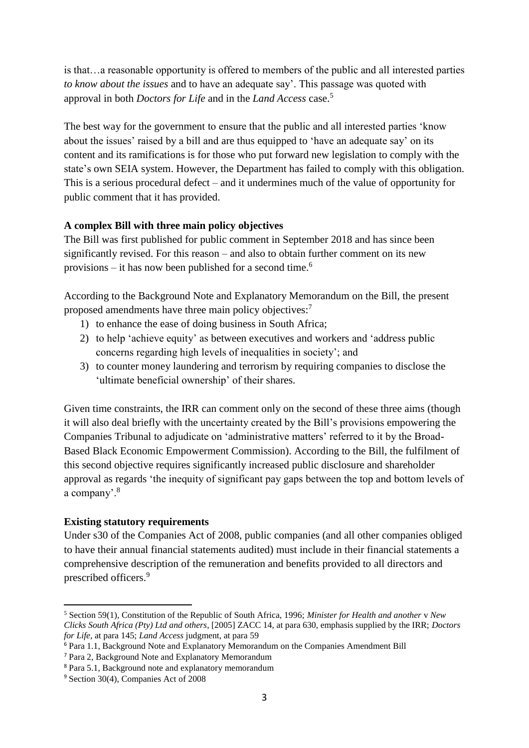is that…a reasonable opportunity is offered to members of the public and all interested parties *to know about the issues* and to have an adequate say'. This passage was quoted with approval in both *Doctors for Life* and in the *Land Access* case.[5]

The best way for the government to ensure that the public and all interested parties 'know about the issues' raised by a bill and are thus equipped to 'have an adequate say' on its content and its ramifications is for those who put forward new legislation to comply with the state's own SEIA system. However, the Department has failed to comply with this obligation. This is a serious procedural defect – and it undermines much of the value of opportunity for public comment that it has provided.

**A complex Bill with three main policy objectives**

The Bill was first published for public comment in September 2018 and has since been significantly revised. For this reason – and also to obtain further comment on its new provisions – it has now been published for a second time.[6]

According to the Background Note and Explanatory Memorandum on the Bill, the present proposed amendments have three main policy objectives:[7]

1) to enhance the ease of doing business in South Africa;
2) to help 'achieve equity' as between executives and workers and 'address public concerns regarding high levels of inequalities in society'; and
3) to counter money laundering and terrorism by requiring companies to disclose the 'ultimate beneficial ownership' of their shares.

Given time constraints, the IRR can comment only on the second of these three aims (though it will also deal briefly with the uncertainty created by the Bill's provisions empowering the Companies Tribunal to adjudicate on 'administrative matters' referred to it by the Broad-Based Black Economic Empowerment Commission). According to the Bill, the fulfilment of this second objective requires significantly increased public disclosure and shareholder approval as regards 'the inequity of significant pay gaps between the top and bottom levels of a company'.[8]

**Existing statutory requirements**

Under s30 of the Companies Act of 2008, public companies (and all other companies obliged to have their annual financial statements audited) must include in their financial statements a comprehensive description of the remuneration and benefits provided to all directors and prescribed officers.[9]

---

[5] Section 59(1), Constitution of the Republic of South Africa, 1996; *Minister for Health and another* v *New Clicks South Africa (Pty) Ltd and others*, [2005] ZACC 14, at para 630, emphasis supplied by the IRR; *Doctors for Life*, at para 145; *Land Access* judgment, at para 59

[6] Para 1.1, Background Note and Explanatory Memorandum on the Companies Amendment Bill

[7] Para 2, Background Note and Explanatory Memorandum

[8] Para 5.1, Background note and explanatory memorandum

[9] Section 30(4), Companies Act of 2008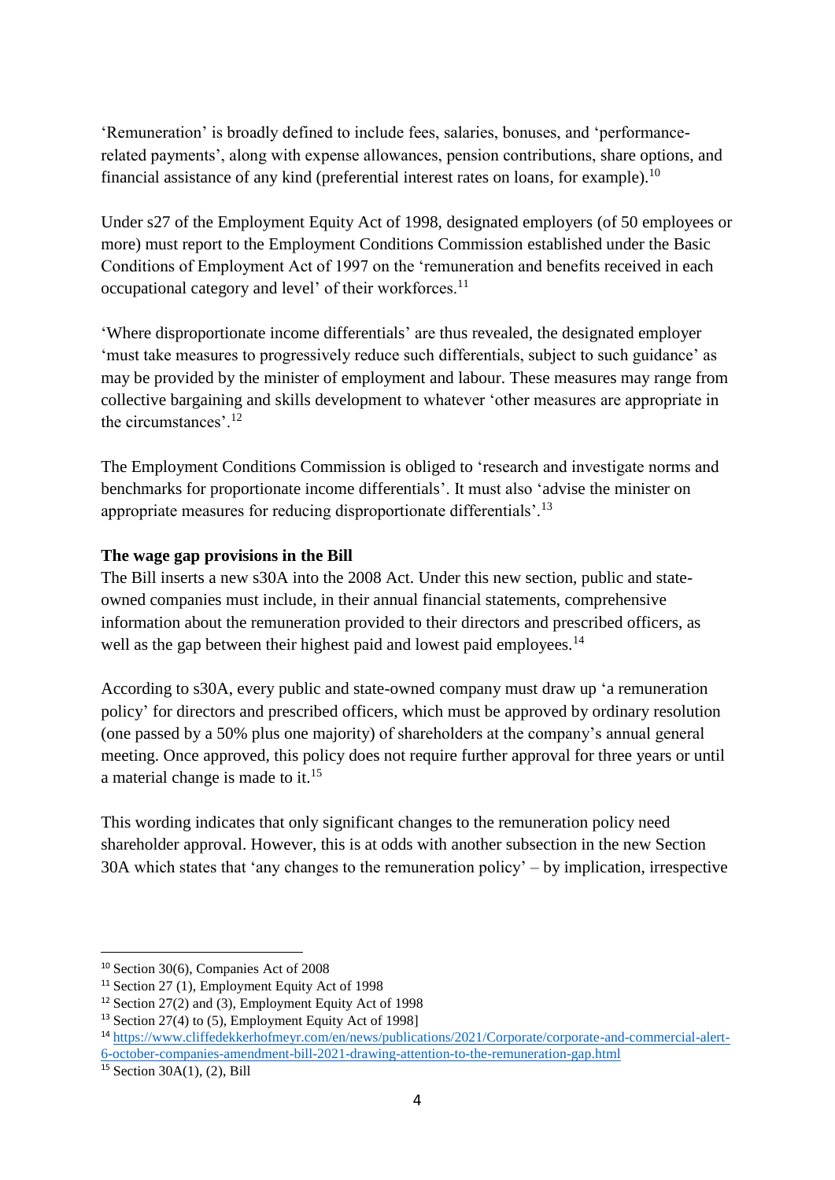'Remuneration' is broadly defined to include fees, salaries, bonuses, and 'performance-related payments', along with expense allowances, pension contributions, share options, and financial assistance of any kind (preferential interest rates on loans, for example).[10]

Under s27 of the Employment Equity Act of 1998, designated employers (of 50 employees or more) must report to the Employment Conditions Commission established under the Basic Conditions of Employment Act of 1997 on the 'remuneration and benefits received in each occupational category and level' of their workforces.[11]

'Where disproportionate income differentials' are thus revealed, the designated employer 'must take measures to progressively reduce such differentials, subject to such guidance' as may be provided by the minister of employment and labour. These measures may range from collective bargaining and skills development to whatever 'other measures are appropriate in the circumstances'.[12]

The Employment Conditions Commission is obliged to 'research and investigate norms and benchmarks for proportionate income differentials'. It must also 'advise the minister on appropriate measures for reducing disproportionate differentials'.[13]

**The wage gap provisions in the Bill**

The Bill inserts a new s30A into the 2008 Act. Under this new section, public and state-owned companies must include, in their annual financial statements, comprehensive information about the remuneration provided to their directors and prescribed officers, as well as the gap between their highest paid and lowest paid employees.[14]

According to s30A, every public and state-owned company must draw up 'a remuneration policy' for directors and prescribed officers, which must be approved by ordinary resolution (one passed by a 50% plus one majority) of shareholders at the company's annual general meeting. Once approved, this policy does not require further approval for three years or until a material change is made to it.[15]

This wording indicates that only significant changes to the remuneration policy need shareholder approval. However, this is at odds with another subsection in the new Section 30A which states that 'any changes to the remuneration policy' – by implication, irrespective

---

[10] Section 30(6), Companies Act of 2008

[11] Section 27 (1), Employment Equity Act of 1998

[12] Section 27(2) and (3), Employment Equity Act of 1998

[13] Section 27(4) to (5), Employment Equity Act of 1998]

[14] [https://www.cliffedekkerhofmeyr.com/en/news/publications/2021/Corporate/corporate-and-commercial-alert-6-october-companies-amendment-bill-2021-drawing-attention-to-the-remuneration-gap.html](https://www.cliffedekkerhofmeyr.com/en/news/publications/2021/Corporate/corporate-and-commercial-alert-6-october-companies-amendment-bill-2021-drawing-attention-to-the-remuneration-gap.html)

[15] Section 30A(1), (2), Bill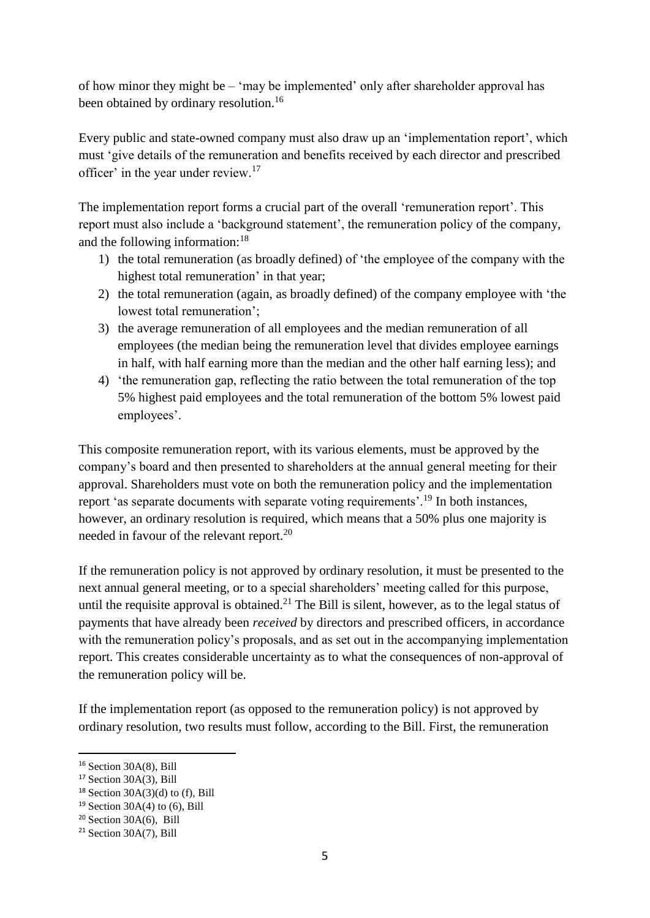of how minor they might be – 'may be implemented' only after shareholder approval has been obtained by ordinary resolution.[16]

Every public and state-owned company must also draw up an 'implementation report', which must 'give details of the remuneration and benefits received by each director and prescribed officer' in the year under review.[17]

The implementation report forms a crucial part of the overall 'remuneration report'. This report must also include a 'background statement', the remuneration policy of the company, and the following information:[18]

1) the total remuneration (as broadly defined) of 'the employee of the company with the highest total remuneration' in that year;
2) the total remuneration (again, as broadly defined) of the company employee with 'the lowest total remuneration';
3) the average remuneration of all employees and the median remuneration of all employees (the median being the remuneration level that divides employee earnings in half, with half earning more than the median and the other half earning less); and
4) 'the remuneration gap, reflecting the ratio between the total remuneration of the top 5% highest paid employees and the total remuneration of the bottom 5% lowest paid employees'.

This composite remuneration report, with its various elements, must be approved by the company's board and then presented to shareholders at the annual general meeting for their approval. Shareholders must vote on both the remuneration policy and the implementation report 'as separate documents with separate voting requirements'.[19] In both instances, however, an ordinary resolution is required, which means that a 50% plus one majority is needed in favour of the relevant report.[20]

If the remuneration policy is not approved by ordinary resolution, it must be presented to the next annual general meeting, or to a special shareholders' meeting called for this purpose, until the requisite approval is obtained.[21] The Bill is silent, however, as to the legal status of payments that have already been *received* by directors and prescribed officers, in accordance with the remuneration policy's proposals, and as set out in the accompanying implementation report. This creates considerable uncertainty as to what the consequences of non-approval of the remuneration policy will be.

If the implementation report (as opposed to the remuneration policy) is not approved by ordinary resolution, two results must follow, according to the Bill. First, the remuneration

---

[16] Section 30A(8), Bill
[17] Section 30A(3), Bill
[18] Section 30A(3)(d) to (f), Bill
[19] Section 30A(4) to (6), Bill
[20] Section 30A(6), Bill
[21] Section 30A(7), Bill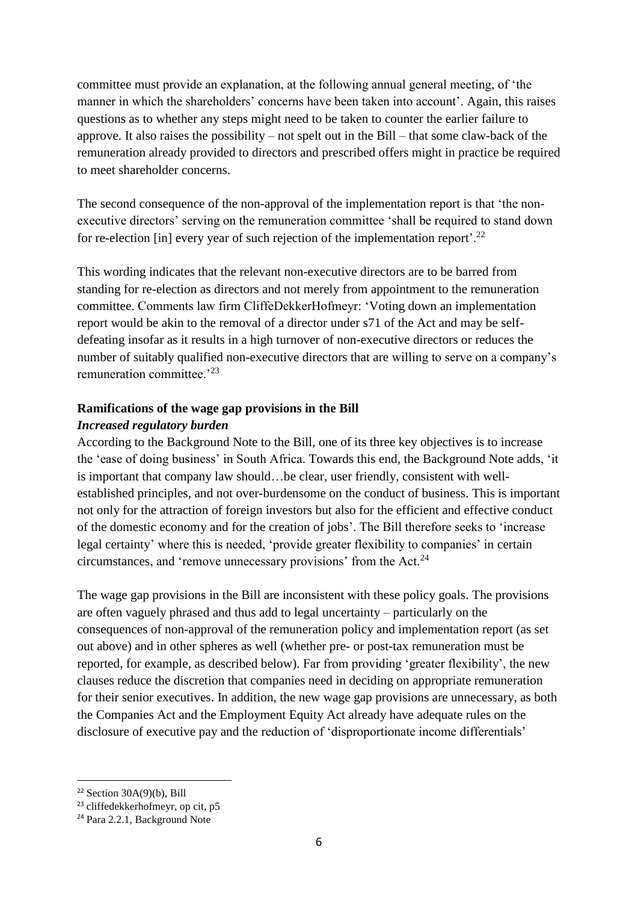committee must provide an explanation, at the following annual general meeting, of 'the manner in which the shareholders' concerns have been taken into account'. Again, this raises questions as to whether any steps might need to be taken to counter the earlier failure to approve. It also raises the possibility – not spelt out in the Bill – that some claw-back of the remuneration already provided to directors and prescribed offers might in practice be required to meet shareholder concerns.

The second consequence of the non-approval of the implementation report is that 'the non-executive directors' serving on the remuneration committee 'shall be required to stand down for re-election [in] every year of such rejection of the implementation report'.[22]

This wording indicates that the relevant non-executive directors are to be barred from standing for re-election as directors and not merely from appointment to the remuneration committee. Comments law firm CliffeDekkerHofmeyr: 'Voting down an implementation report would be akin to the removal of a director under s71 of the Act and may be self-defeating insofar as it results in a high turnover of non-executive directors or reduces the number of suitably qualified non-executive directors that are willing to serve on a company's remuneration committee.'[23]

**Ramifications of the wage gap provisions in the Bill**

***Increased regulatory burden***

According to the Background Note to the Bill, one of its three key objectives is to increase the 'ease of doing business' in South Africa. Towards this end, the Background Note adds, 'it is important that company law should…be clear, user friendly, consistent with well-established principles, and not over-burdensome on the conduct of business. This is important not only for the attraction of foreign investors but also for the efficient and effective conduct of the domestic economy and for the creation of jobs'. The Bill therefore seeks to 'increase legal certainty' where this is needed, 'provide greater flexibility to companies' in certain circumstances, and 'remove unnecessary provisions' from the Act.[24]

The wage gap provisions in the Bill are inconsistent with these policy goals. The provisions are often vaguely phrased and thus add to legal uncertainty – particularly on the consequences of non-approval of the remuneration policy and implementation report (as set out above) and in other spheres as well (whether pre- or post-tax remuneration must be reported, for example, as described below). Far from providing 'greater flexibility', the new clauses reduce the discretion that companies need in deciding on appropriate remuneration for their senior executives. In addition, the new wage gap provisions are unnecessary, as both the Companies Act and the Employment Equity Act already have adequate rules on the disclosure of executive pay and the reduction of 'disproportionate income differentials'

---

[22] Section 30A(9)(b), Bill

[23] cliffedekkerhofmeyr, op cit, p5

[24] Para 2.2.1, Background Note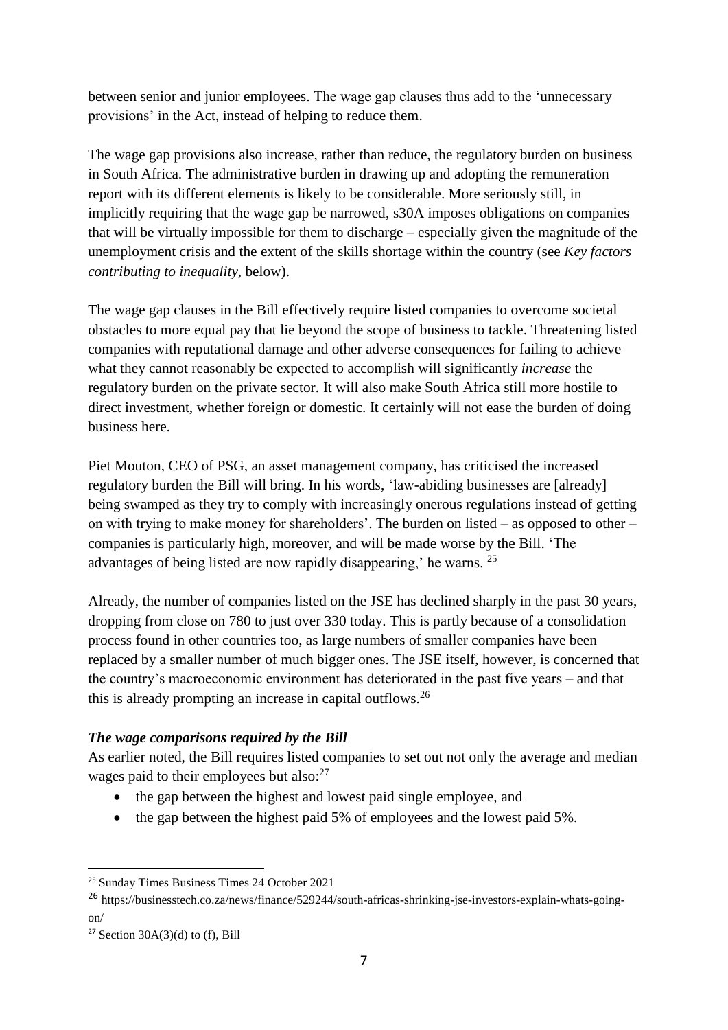between senior and junior employees. The wage gap clauses thus add to the 'unnecessary provisions' in the Act, instead of helping to reduce them.

The wage gap provisions also increase, rather than reduce, the regulatory burden on business in South Africa. The administrative burden in drawing up and adopting the remuneration report with its different elements is likely to be considerable. More seriously still, in implicitly requiring that the wage gap be narrowed, s30A imposes obligations on companies that will be virtually impossible for them to discharge – especially given the magnitude of the unemployment crisis and the extent of the skills shortage within the country (see *Key factors contributing to inequality*, below).

The wage gap clauses in the Bill effectively require listed companies to overcome societal obstacles to more equal pay that lie beyond the scope of business to tackle. Threatening listed companies with reputational damage and other adverse consequences for failing to achieve what they cannot reasonably be expected to accomplish will significantly *increase* the regulatory burden on the private sector. It will also make South Africa still more hostile to direct investment, whether foreign or domestic. It certainly will not ease the burden of doing business here.

Piet Mouton, CEO of PSG, an asset management company, has criticised the increased regulatory burden the Bill will bring. In his words, 'law-abiding businesses are [already] being swamped as they try to comply with increasingly onerous regulations instead of getting on with trying to make money for shareholders'. The burden on listed – as opposed to other – companies is particularly high, moreover, and will be made worse by the Bill. 'The advantages of being listed are now rapidly disappearing,' he warns. [25]

Already, the number of companies listed on the JSE has declined sharply in the past 30 years, dropping from close on 780 to just over 330 today. This is partly because of a consolidation process found in other countries too, as large numbers of smaller companies have been replaced by a smaller number of much bigger ones. The JSE itself, however, is concerned that the country's macroeconomic environment has deteriorated in the past five years – and that this is already prompting an increase in capital outflows.[26]

### *The wage comparisons required by the Bill*

As earlier noted, the Bill requires listed companies to set out not only the average and median wages paid to their employees but also:[27]

- the gap between the highest and lowest paid single employee, and
- the gap between the highest paid 5% of employees and the lowest paid 5%.

---

[25] Sunday Times Business Times 24 October 2021

[26] https://businesstech.co.za/news/finance/529244/south-africas-shrinking-jse-investors-explain-whats-going-on/

[27] Section 30A(3)(d) to (f), Bill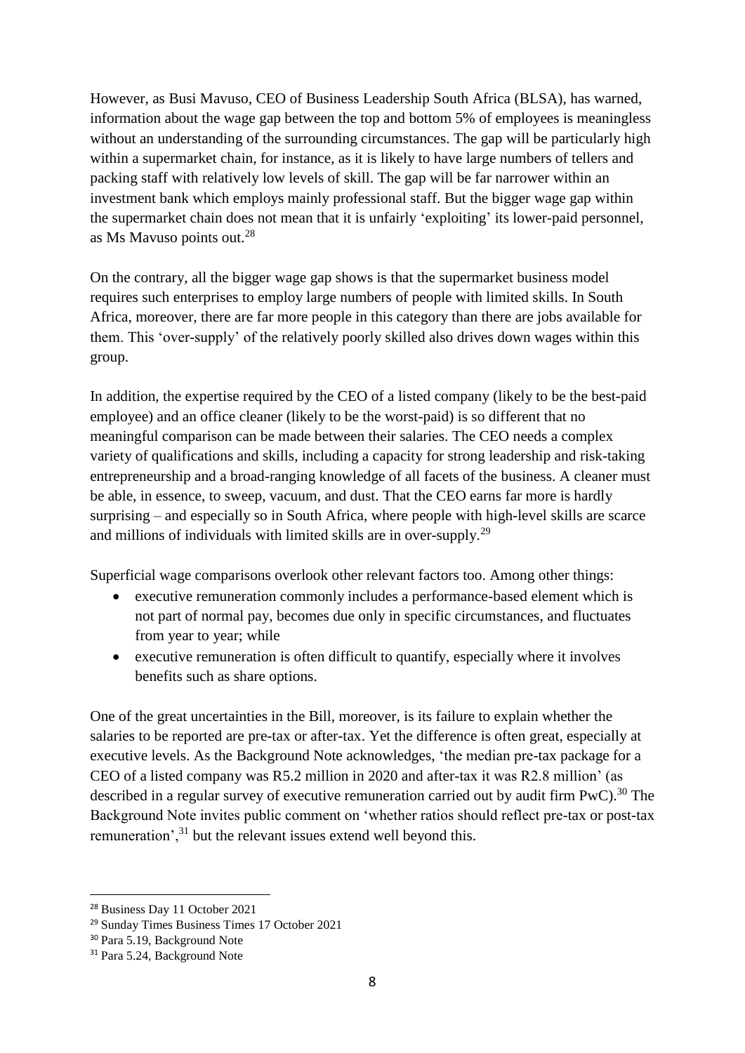However, as Busi Mavuso, CEO of Business Leadership South Africa (BLSA), has warned, information about the wage gap between the top and bottom 5% of employees is meaningless without an understanding of the surrounding circumstances. The gap will be particularly high within a supermarket chain, for instance, as it is likely to have large numbers of tellers and packing staff with relatively low levels of skill. The gap will be far narrower within an investment bank which employs mainly professional staff. But the bigger wage gap within the supermarket chain does not mean that it is unfairly 'exploiting' its lower-paid personnel, as Ms Mavuso points out.[28]

On the contrary, all the bigger wage gap shows is that the supermarket business model requires such enterprises to employ large numbers of people with limited skills. In South Africa, moreover, there are far more people in this category than there are jobs available for them. This 'over-supply' of the relatively poorly skilled also drives down wages within this group.

In addition, the expertise required by the CEO of a listed company (likely to be the best-paid employee) and an office cleaner (likely to be the worst-paid) is so different that no meaningful comparison can be made between their salaries. The CEO needs a complex variety of qualifications and skills, including a capacity for strong leadership and risk-taking entrepreneurship and a broad-ranging knowledge of all facets of the business. A cleaner must be able, in essence, to sweep, vacuum, and dust. That the CEO earns far more is hardly surprising – and especially so in South Africa, where people with high-level skills are scarce and millions of individuals with limited skills are in over-supply.[29]

Superficial wage comparisons overlook other relevant factors too. Among other things:

- executive remuneration commonly includes a performance-based element which is not part of normal pay, becomes due only in specific circumstances, and fluctuates from year to year; while
- executive remuneration is often difficult to quantify, especially where it involves benefits such as share options.

One of the great uncertainties in the Bill, moreover, is its failure to explain whether the salaries to be reported are pre-tax or after-tax. Yet the difference is often great, especially at executive levels. As the Background Note acknowledges, 'the median pre-tax package for a CEO of a listed company was R5.2 million in 2020 and after-tax it was R2.8 million' (as described in a regular survey of executive remuneration carried out by audit firm PwC).[30] The Background Note invites public comment on 'whether ratios should reflect pre-tax or post-tax remuneration',[31] but the relevant issues extend well beyond this.

---

[28] Business Day 11 October 2021

[29] Sunday Times Business Times 17 October 2021

[30] Para 5.19, Background Note

[31] Para 5.24, Background Note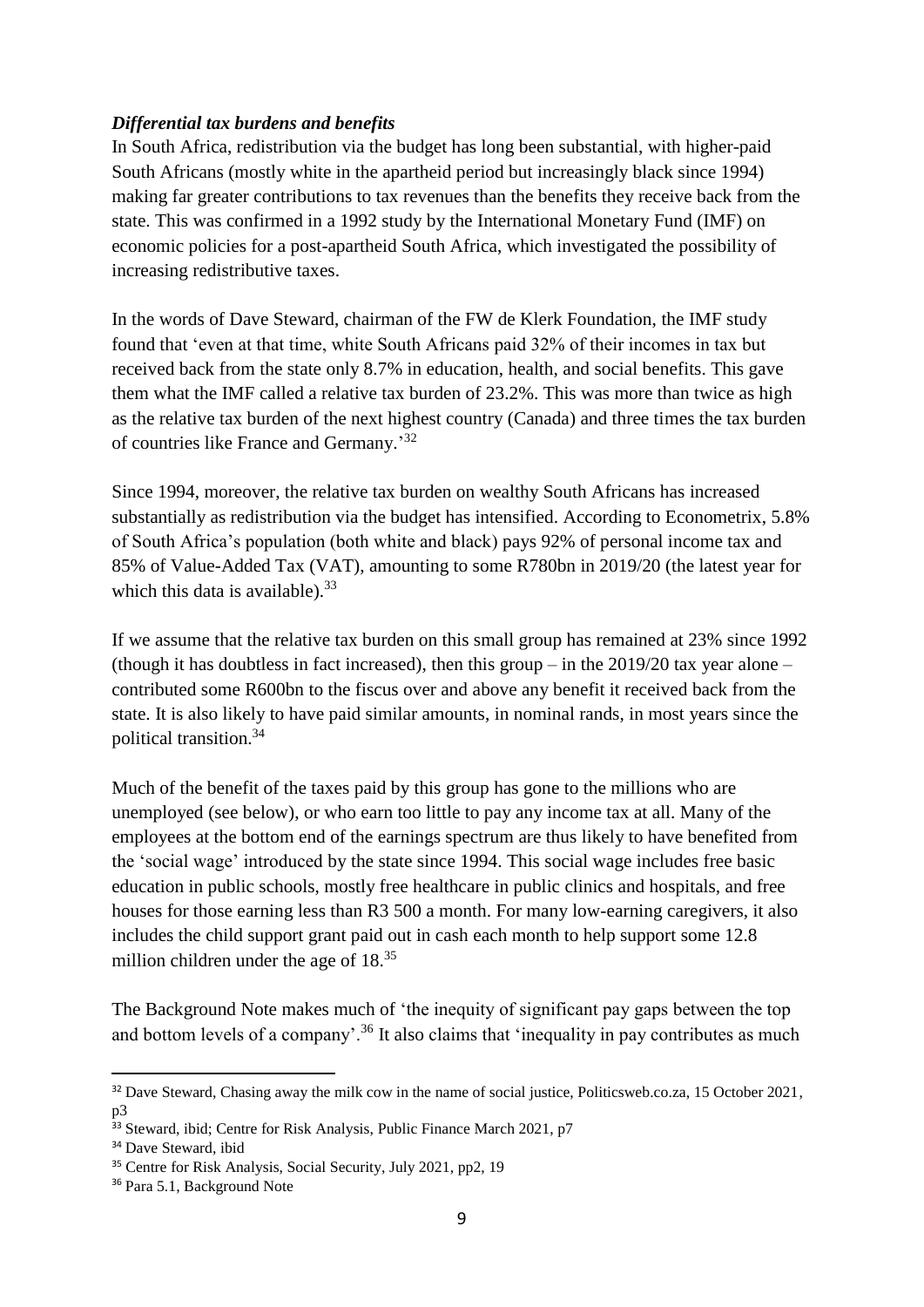***Differential tax burdens and benefits***

In South Africa, redistribution via the budget has long been substantial, with higher-paid South Africans (mostly white in the apartheid period but increasingly black since 1994) making far greater contributions to tax revenues than the benefits they receive back from the state. This was confirmed in a 1992 study by the International Monetary Fund (IMF) on economic policies for a post-apartheid South Africa, which investigated the possibility of increasing redistributive taxes.

In the words of Dave Steward, chairman of the FW de Klerk Foundation, the IMF study found that 'even at that time, white South Africans paid 32% of their incomes in tax but received back from the state only 8.7% in education, health, and social benefits. This gave them what the IMF called a relative tax burden of 23.2%. This was more than twice as high as the relative tax burden of the next highest country (Canada) and three times the tax burden of countries like France and Germany.'[32]

Since 1994, moreover, the relative tax burden on wealthy South Africans has increased substantially as redistribution via the budget has intensified. According to Econometrix, 5.8% of South Africa's population (both white and black) pays 92% of personal income tax and 85% of Value-Added Tax (VAT), amounting to some R780bn in 2019/20 (the latest year for which this data is available).[33]

If we assume that the relative tax burden on this small group has remained at 23% since 1992 (though it has doubtless in fact increased), then this group – in the 2019/20 tax year alone – contributed some R600bn to the fiscus over and above any benefit it received back from the state. It is also likely to have paid similar amounts, in nominal rands, in most years since the political transition.[34]

Much of the benefit of the taxes paid by this group has gone to the millions who are unemployed (see below), or who earn too little to pay any income tax at all. Many of the employees at the bottom end of the earnings spectrum are thus likely to have benefited from the 'social wage' introduced by the state since 1994. This social wage includes free basic education in public schools, mostly free healthcare in public clinics and hospitals, and free houses for those earning less than R3 500 a month. For many low-earning caregivers, it also includes the child support grant paid out in cash each month to help support some 12.8 million children under the age of 18.[35]

The Background Note makes much of 'the inequity of significant pay gaps between the top and bottom levels of a company'.[36] It also claims that 'inequality in pay contributes as much

---

[32] Dave Steward, Chasing away the milk cow in the name of social justice, Politicsweb.co.za, 15 October 2021, p3

[33] Steward, ibid; Centre for Risk Analysis, Public Finance March 2021, p7

[34] Dave Steward, ibid

[35] Centre for Risk Analysis, Social Security, July 2021, pp2, 19

[36] Para 5.1, Background Note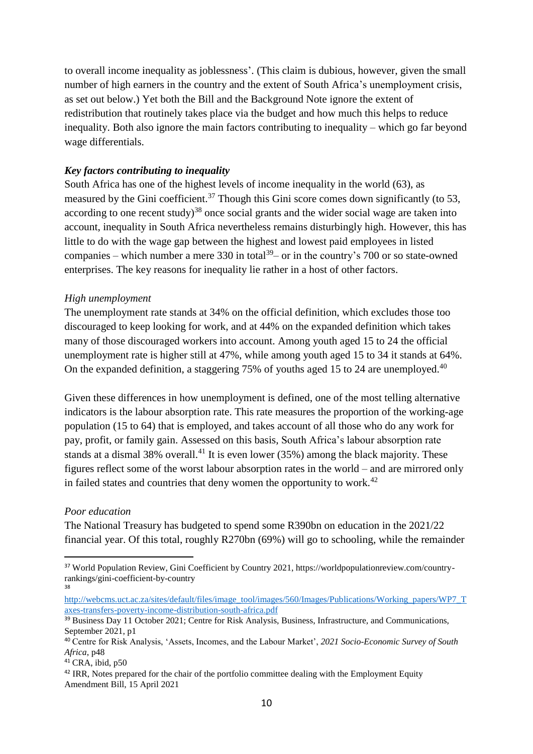to overall income inequality as joblessness'. (This claim is dubious, however, given the small number of high earners in the country and the extent of South Africa's unemployment crisis, as set out below.) Yet both the Bill and the Background Note ignore the extent of redistribution that routinely takes place via the budget and how much this helps to reduce inequality. Both also ignore the main factors contributing to inequality – which go far beyond wage differentials.

***Key factors contributing to inequality***

South Africa has one of the highest levels of income inequality in the world (63), as measured by the Gini coefficient.[37] Though this Gini score comes down significantly (to 53, according to one recent study)[38] once social grants and the wider social wage are taken into account, inequality in South Africa nevertheless remains disturbingly high. However, this has little to do with the wage gap between the highest and lowest paid employees in listed companies – which number a mere 330 in total[39]– or in the country's 700 or so state-owned enterprises. The key reasons for inequality lie rather in a host of other factors.

*High unemployment*

The unemployment rate stands at 34% on the official definition, which excludes those too discouraged to keep looking for work, and at 44% on the expanded definition which takes many of those discouraged workers into account. Among youth aged 15 to 24 the official unemployment rate is higher still at 47%, while among youth aged 15 to 34 it stands at 64%. On the expanded definition, a staggering 75% of youths aged 15 to 24 are unemployed.[40]

Given these differences in how unemployment is defined, one of the most telling alternative indicators is the labour absorption rate. This rate measures the proportion of the working-age population (15 to 64) that is employed, and takes account of all those who do any work for pay, profit, or family gain. Assessed on this basis, South Africa's labour absorption rate stands at a dismal 38% overall.[41] It is even lower (35%) among the black majority. These figures reflect some of the worst labour absorption rates in the world – and are mirrored only in failed states and countries that deny women the opportunity to work.[42]

*Poor education*

The National Treasury has budgeted to spend some R390bn on education in the 2021/22 financial year. Of this total, roughly R270bn (69%) will go to schooling, while the remainder

---

[37] World Population Review, Gini Coefficient by Country 2021, https://worldpopulationreview.com/country-rankings/gini-coefficient-by-country

[38] http://webcms.uct.ac.za/sites/default/files/image_tool/images/560/Images/Publications/Working_papers/WP7_Taxes-transfers-poverty-income-distribution-south-africa.pdf

[39] Business Day 11 October 2021; Centre for Risk Analysis, Business, Infrastructure, and Communications, September 2021, p1

[40] Centre for Risk Analysis, 'Assets, Incomes, and the Labour Market', *2021 Socio-Economic Survey of South Africa*, p48

[41] CRA, ibid, p50

[42] IRR, Notes prepared for the chair of the portfolio committee dealing with the Employment Equity Amendment Bill, 15 April 2021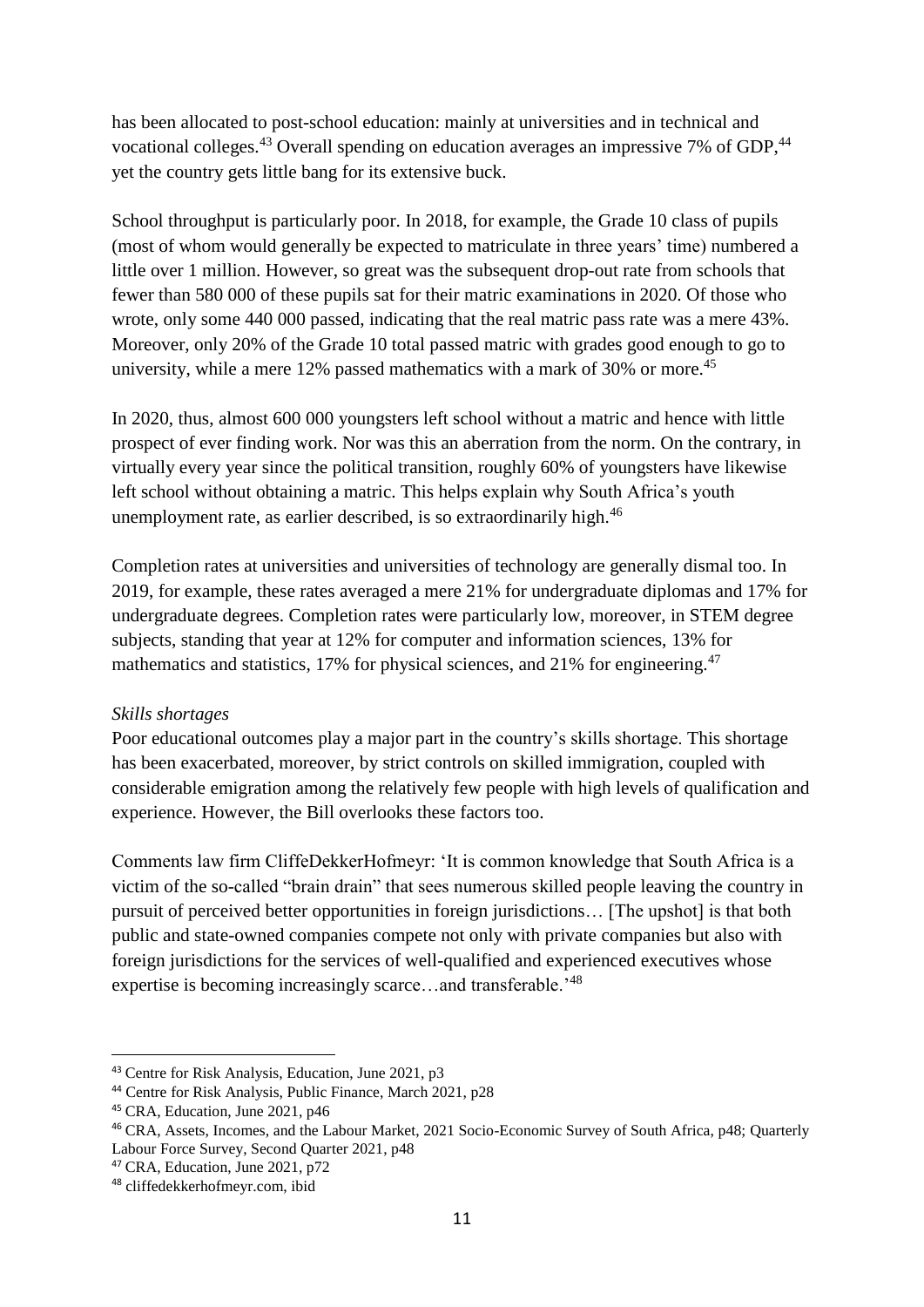has been allocated to post-school education: mainly at universities and in technical and vocational colleges.[43] Overall spending on education averages an impressive 7% of GDP,[44] yet the country gets little bang for its extensive buck.

School throughput is particularly poor. In 2018, for example, the Grade 10 class of pupils (most of whom would generally be expected to matriculate in three years' time) numbered a little over 1 million. However, so great was the subsequent drop-out rate from schools that fewer than 580 000 of these pupils sat for their matric examinations in 2020. Of those who wrote, only some 440 000 passed, indicating that the real matric pass rate was a mere 43%. Moreover, only 20% of the Grade 10 total passed matric with grades good enough to go to university, while a mere 12% passed mathematics with a mark of 30% or more.[45]

In 2020, thus, almost 600 000 youngsters left school without a matric and hence with little prospect of ever finding work. Nor was this an aberration from the norm. On the contrary, in virtually every year since the political transition, roughly 60% of youngsters have likewise left school without obtaining a matric. This helps explain why South Africa's youth unemployment rate, as earlier described, is so extraordinarily high.[46]

Completion rates at universities and universities of technology are generally dismal too. In 2019, for example, these rates averaged a mere 21% for undergraduate diplomas and 17% for undergraduate degrees. Completion rates were particularly low, moreover, in STEM degree subjects, standing that year at 12% for computer and information sciences, 13% for mathematics and statistics, 17% for physical sciences, and 21% for engineering.[47]

*Skills shortages*

Poor educational outcomes play a major part in the country's skills shortage. This shortage has been exacerbated, moreover, by strict controls on skilled immigration, coupled with considerable emigration among the relatively few people with high levels of qualification and experience. However, the Bill overlooks these factors too.

Comments law firm CliffeDekkerHofmeyr: 'It is common knowledge that South Africa is a victim of the so-called "brain drain" that sees numerous skilled people leaving the country in pursuit of perceived better opportunities in foreign jurisdictions… [The upshot] is that both public and state-owned companies compete not only with private companies but also with foreign jurisdictions for the services of well-qualified and experienced executives whose expertise is becoming increasingly scarce…and transferable.'[48]

---

[43] Centre for Risk Analysis, Education, June 2021, p3

[44] Centre for Risk Analysis, Public Finance, March 2021, p28

[45] CRA, Education, June 2021, p46

[46] CRA, Assets, Incomes, and the Labour Market, 2021 Socio-Economic Survey of South Africa, p48; Quarterly Labour Force Survey, Second Quarter 2021, p48

[47] CRA, Education, June 2021, p72

[48] cliffedekkerhofmeyr.com, ibid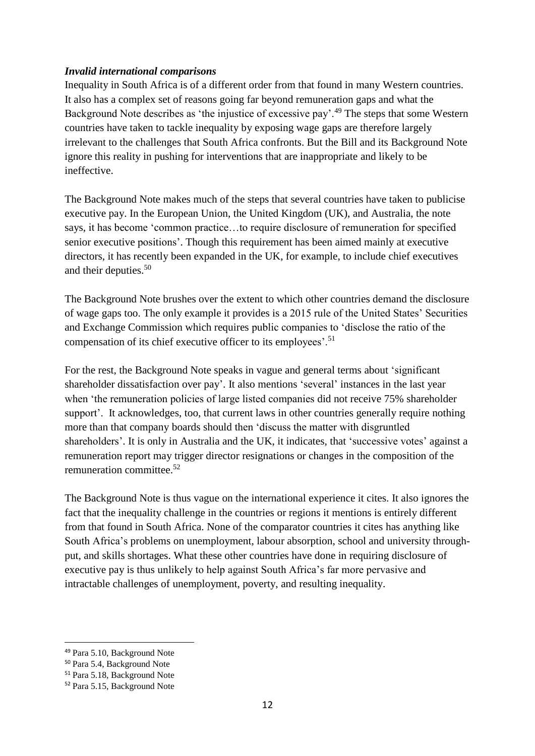***Invalid international comparisons***

Inequality in South Africa is of a different order from that found in many Western countries. It also has a complex set of reasons going far beyond remuneration gaps and what the Background Note describes as 'the injustice of excessive pay'.[49] The steps that some Western countries have taken to tackle inequality by exposing wage gaps are therefore largely irrelevant to the challenges that South Africa confronts. But the Bill and its Background Note ignore this reality in pushing for interventions that are inappropriate and likely to be ineffective.

The Background Note makes much of the steps that several countries have taken to publicise executive pay. In the European Union, the United Kingdom (UK), and Australia, the note says, it has become 'common practice…to require disclosure of remuneration for specified senior executive positions'. Though this requirement has been aimed mainly at executive directors, it has recently been expanded in the UK, for example, to include chief executives and their deputies.[50]

The Background Note brushes over the extent to which other countries demand the disclosure of wage gaps too. The only example it provides is a 2015 rule of the United States' Securities and Exchange Commission which requires public companies to 'disclose the ratio of the compensation of its chief executive officer to its employees'.[51]

For the rest, the Background Note speaks in vague and general terms about 'significant shareholder dissatisfaction over pay'. It also mentions 'several' instances in the last year when 'the remuneration policies of large listed companies did not receive 75% shareholder support'. It acknowledges, too, that current laws in other countries generally require nothing more than that company boards should then 'discuss the matter with disgruntled shareholders'. It is only in Australia and the UK, it indicates, that 'successive votes' against a remuneration report may trigger director resignations or changes in the composition of the remuneration committee.[52]

The Background Note is thus vague on the international experience it cites. It also ignores the fact that the inequality challenge in the countries or regions it mentions is entirely different from that found in South Africa. None of the comparator countries it cites has anything like South Africa's problems on unemployment, labour absorption, school and university through-put, and skills shortages. What these other countries have done in requiring disclosure of executive pay is thus unlikely to help against South Africa's far more pervasive and intractable challenges of unemployment, poverty, and resulting inequality.

---

[49] Para 5.10, Background Note

[50] Para 5.4, Background Note

[51] Para 5.18, Background Note

[52] Para 5.15, Background Note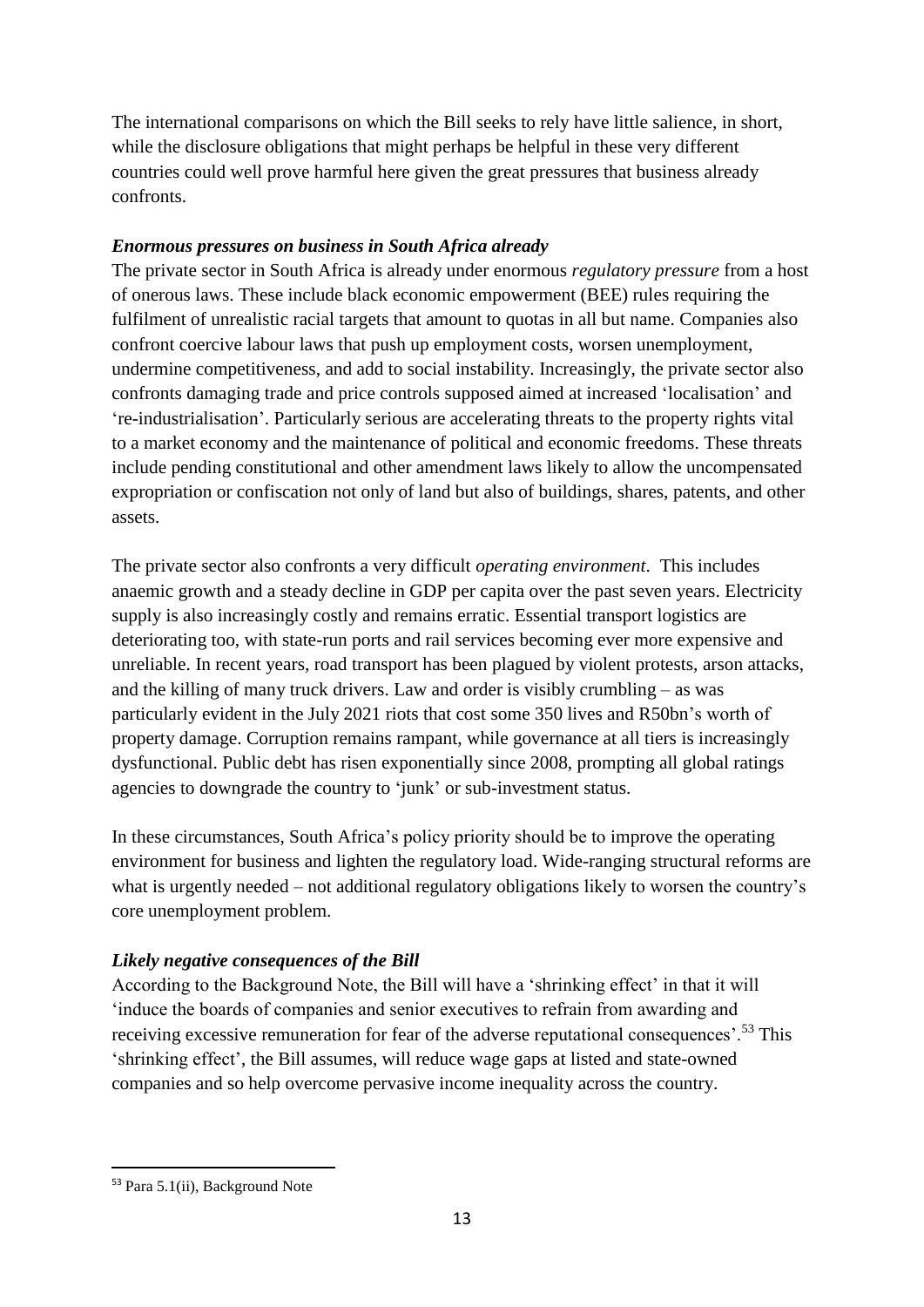The international comparisons on which the Bill seeks to rely have little salience, in short, while the disclosure obligations that might perhaps be helpful in these very different countries could well prove harmful here given the great pressures that business already confronts.

***Enormous pressures on business in South Africa already***

The private sector in South Africa is already under enormous *regulatory pressure* from a host of onerous laws. These include black economic empowerment (BEE) rules requiring the fulfilment of unrealistic racial targets that amount to quotas in all but name. Companies also confront coercive labour laws that push up employment costs, worsen unemployment, undermine competitiveness, and add to social instability. Increasingly, the private sector also confronts damaging trade and price controls supposed aimed at increased 'localisation' and 're-industrialisation'. Particularly serious are accelerating threats to the property rights vital to a market economy and the maintenance of political and economic freedoms. These threats include pending constitutional and other amendment laws likely to allow the uncompensated expropriation or confiscation not only of land but also of buildings, shares, patents, and other assets.

The private sector also confronts a very difficult *operating environment*. This includes anaemic growth and a steady decline in GDP per capita over the past seven years. Electricity supply is also increasingly costly and remains erratic. Essential transport logistics are deteriorating too, with state-run ports and rail services becoming ever more expensive and unreliable. In recent years, road transport has been plagued by violent protests, arson attacks, and the killing of many truck drivers. Law and order is visibly crumbling – as was particularly evident in the July 2021 riots that cost some 350 lives and R50bn's worth of property damage. Corruption remains rampant, while governance at all tiers is increasingly dysfunctional. Public debt has risen exponentially since 2008, prompting all global ratings agencies to downgrade the country to 'junk' or sub-investment status.

In these circumstances, South Africa's policy priority should be to improve the operating environment for business and lighten the regulatory load. Wide-ranging structural reforms are what is urgently needed – not additional regulatory obligations likely to worsen the country's core unemployment problem.

***Likely negative consequences of the Bill***

According to the Background Note, the Bill will have a 'shrinking effect' in that it will 'induce the boards of companies and senior executives to refrain from awarding and receiving excessive remuneration for fear of the adverse reputational consequences'.[53] This 'shrinking effect', the Bill assumes, will reduce wage gaps at listed and state-owned companies and so help overcome pervasive income inequality across the country.

---

[53] Para 5.1(ii), Background Note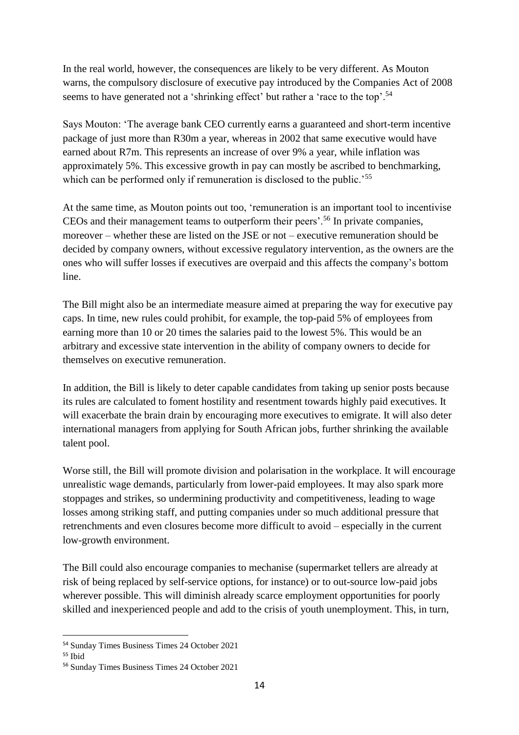In the real world, however, the consequences are likely to be very different. As Mouton warns, the compulsory disclosure of executive pay introduced by the Companies Act of 2008 seems to have generated not a 'shrinking effect' but rather a 'race to the top'.[54]

Says Mouton: 'The average bank CEO currently earns a guaranteed and short-term incentive package of just more than R30m a year, whereas in 2002 that same executive would have earned about R7m. This represents an increase of over 9% a year, while inflation was approximately 5%. This excessive growth in pay can mostly be ascribed to benchmarking, which can be performed only if remuneration is disclosed to the public.'[55]

At the same time, as Mouton points out too, 'remuneration is an important tool to incentivise CEOs and their management teams to outperform their peers'.[56] In private companies, moreover – whether these are listed on the JSE or not – executive remuneration should be decided by company owners, without excessive regulatory intervention, as the owners are the ones who will suffer losses if executives are overpaid and this affects the company's bottom line.

The Bill might also be an intermediate measure aimed at preparing the way for executive pay caps. In time, new rules could prohibit, for example, the top-paid 5% of employees from earning more than 10 or 20 times the salaries paid to the lowest 5%. This would be an arbitrary and excessive state intervention in the ability of company owners to decide for themselves on executive remuneration.

In addition, the Bill is likely to deter capable candidates from taking up senior posts because its rules are calculated to foment hostility and resentment towards highly paid executives. It will exacerbate the brain drain by encouraging more executives to emigrate. It will also deter international managers from applying for South African jobs, further shrinking the available talent pool.

Worse still, the Bill will promote division and polarisation in the workplace. It will encourage unrealistic wage demands, particularly from lower-paid employees. It may also spark more stoppages and strikes, so undermining productivity and competitiveness, leading to wage losses among striking staff, and putting companies under so much additional pressure that retrenchments and even closures become more difficult to avoid – especially in the current low-growth environment.

The Bill could also encourage companies to mechanise (supermarket tellers are already at risk of being replaced by self-service options, for instance) or to out-source low-paid jobs wherever possible. This will diminish already scarce employment opportunities for poorly skilled and inexperienced people and add to the crisis of youth unemployment. This, in turn,

---

[54] Sunday Times Business Times 24 October 2021

[55] Ibid

[56] Sunday Times Business Times 24 October 2021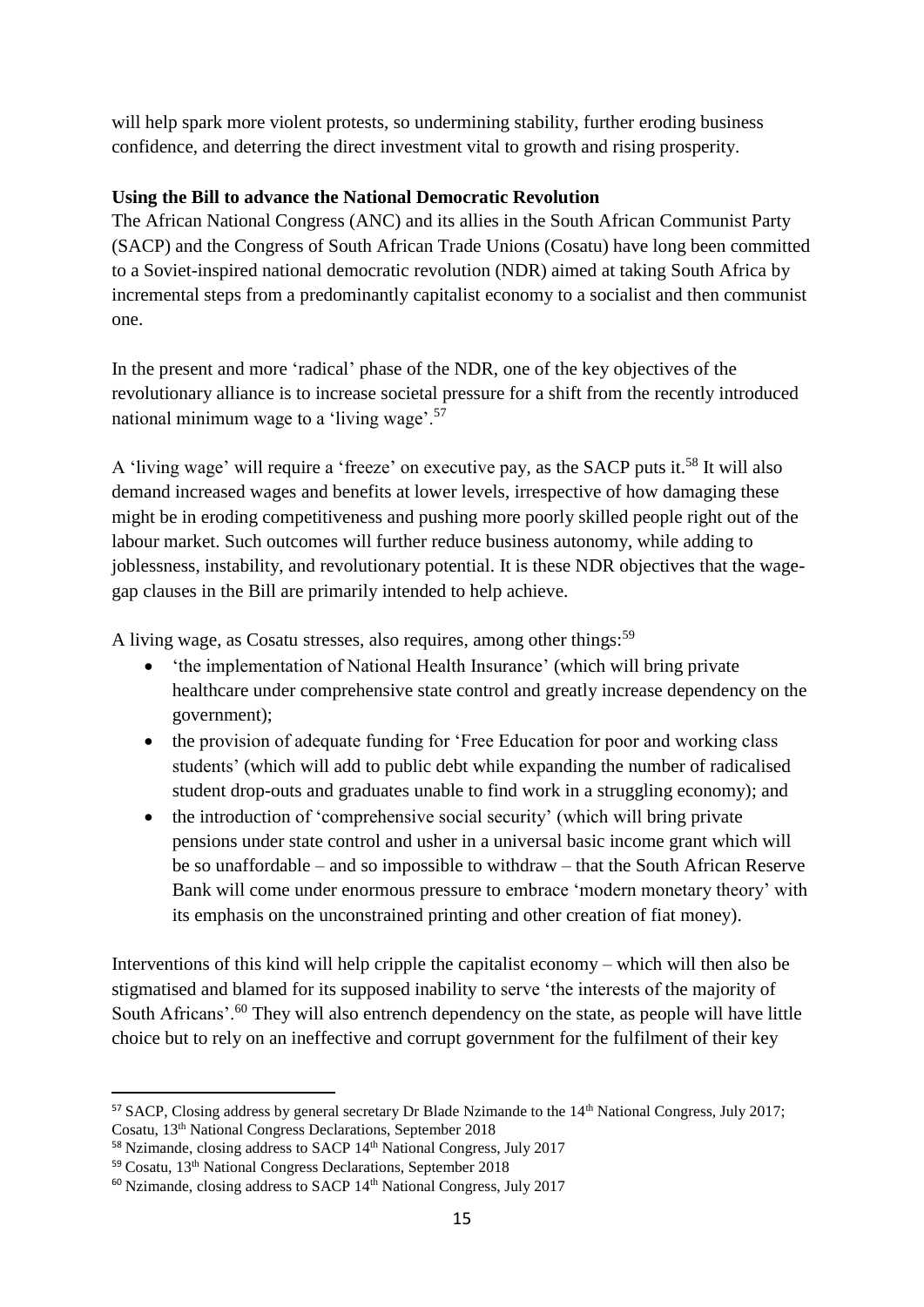will help spark more violent protests, so undermining stability, further eroding business confidence, and deterring the direct investment vital to growth and rising prosperity.

**Using the Bill to advance the National Democratic Revolution**

The African National Congress (ANC) and its allies in the South African Communist Party (SACP) and the Congress of South African Trade Unions (Cosatu) have long been committed to a Soviet-inspired national democratic revolution (NDR) aimed at taking South Africa by incremental steps from a predominantly capitalist economy to a socialist and then communist one.

In the present and more 'radical' phase of the NDR, one of the key objectives of the revolutionary alliance is to increase societal pressure for a shift from the recently introduced national minimum wage to a 'living wage'.[57]

A 'living wage' will require a 'freeze' on executive pay, as the SACP puts it.[58] It will also demand increased wages and benefits at lower levels, irrespective of how damaging these might be in eroding competitiveness and pushing more poorly skilled people right out of the labour market. Such outcomes will further reduce business autonomy, while adding to joblessness, instability, and revolutionary potential. It is these NDR objectives that the wage-gap clauses in the Bill are primarily intended to help achieve.

A living wage, as Cosatu stresses, also requires, among other things:[59]

- 'the implementation of National Health Insurance' (which will bring private healthcare under comprehensive state control and greatly increase dependency on the government);
- the provision of adequate funding for 'Free Education for poor and working class students' (which will add to public debt while expanding the number of radicalised student drop-outs and graduates unable to find work in a struggling economy); and
- the introduction of 'comprehensive social security' (which will bring private pensions under state control and usher in a universal basic income grant which will be so unaffordable – and so impossible to withdraw – that the South African Reserve Bank will come under enormous pressure to embrace 'modern monetary theory' with its emphasis on the unconstrained printing and other creation of fiat money).

Interventions of this kind will help cripple the capitalist economy – which will then also be stigmatised and blamed for its supposed inability to serve 'the interests of the majority of South Africans'.[60] They will also entrench dependency on the state, as people will have little choice but to rely on an ineffective and corrupt government for the fulfilment of their key

---

[57] SACP, Closing address by general secretary Dr Blade Nzimande to the 14th National Congress, July 2017; Cosatu, 13th National Congress Declarations, September 2018

[58] Nzimande, closing address to SACP 14th National Congress, July 2017

[59] Cosatu, 13th National Congress Declarations, September 2018

[60] Nzimande, closing address to SACP 14th National Congress, July 2017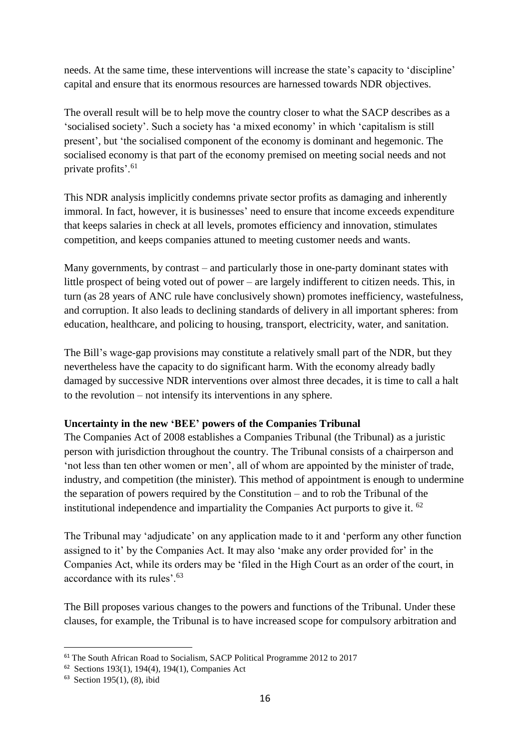needs. At the same time, these interventions will increase the state's capacity to 'discipline' capital and ensure that its enormous resources are harnessed towards NDR objectives.

The overall result will be to help move the country closer to what the SACP describes as a 'socialised society'. Such a society has 'a mixed economy' in which 'capitalism is still present', but 'the socialised component of the economy is dominant and hegemonic. The socialised economy is that part of the economy premised on meeting social needs and not private profits'.[61]

This NDR analysis implicitly condemns private sector profits as damaging and inherently immoral. In fact, however, it is businesses' need to ensure that income exceeds expenditure that keeps salaries in check at all levels, promotes efficiency and innovation, stimulates competition, and keeps companies attuned to meeting customer needs and wants.

Many governments, by contrast – and particularly those in one-party dominant states with little prospect of being voted out of power – are largely indifferent to citizen needs. This, in turn (as 28 years of ANC rule have conclusively shown) promotes inefficiency, wastefulness, and corruption. It also leads to declining standards of delivery in all important spheres: from education, healthcare, and policing to housing, transport, electricity, water, and sanitation.

The Bill's wage-gap provisions may constitute a relatively small part of the NDR, but they nevertheless have the capacity to do significant harm. With the economy already badly damaged by successive NDR interventions over almost three decades, it is time to call a halt to the revolution – not intensify its interventions in any sphere.

**Uncertainty in the new 'BEE' powers of the Companies Tribunal**

The Companies Act of 2008 establishes a Companies Tribunal (the Tribunal) as a juristic person with jurisdiction throughout the country. The Tribunal consists of a chairperson and 'not less than ten other women or men', all of whom are appointed by the minister of trade, industry, and competition (the minister). This method of appointment is enough to undermine the separation of powers required by the Constitution – and to rob the Tribunal of the institutional independence and impartiality the Companies Act purports to give it.[62]

The Tribunal may 'adjudicate' on any application made to it and 'perform any other function assigned to it' by the Companies Act. It may also 'make any order provided for' in the Companies Act, while its orders may be 'filed in the High Court as an order of the court, in accordance with its rules'.[63]

The Bill proposes various changes to the powers and functions of the Tribunal. Under these clauses, for example, the Tribunal is to have increased scope for compulsory arbitration and

---

[61] The South African Road to Socialism, SACP Political Programme 2012 to 2017

[62] Sections 193(1), 194(4), 194(1), Companies Act

[63] Section 195(1), (8), ibid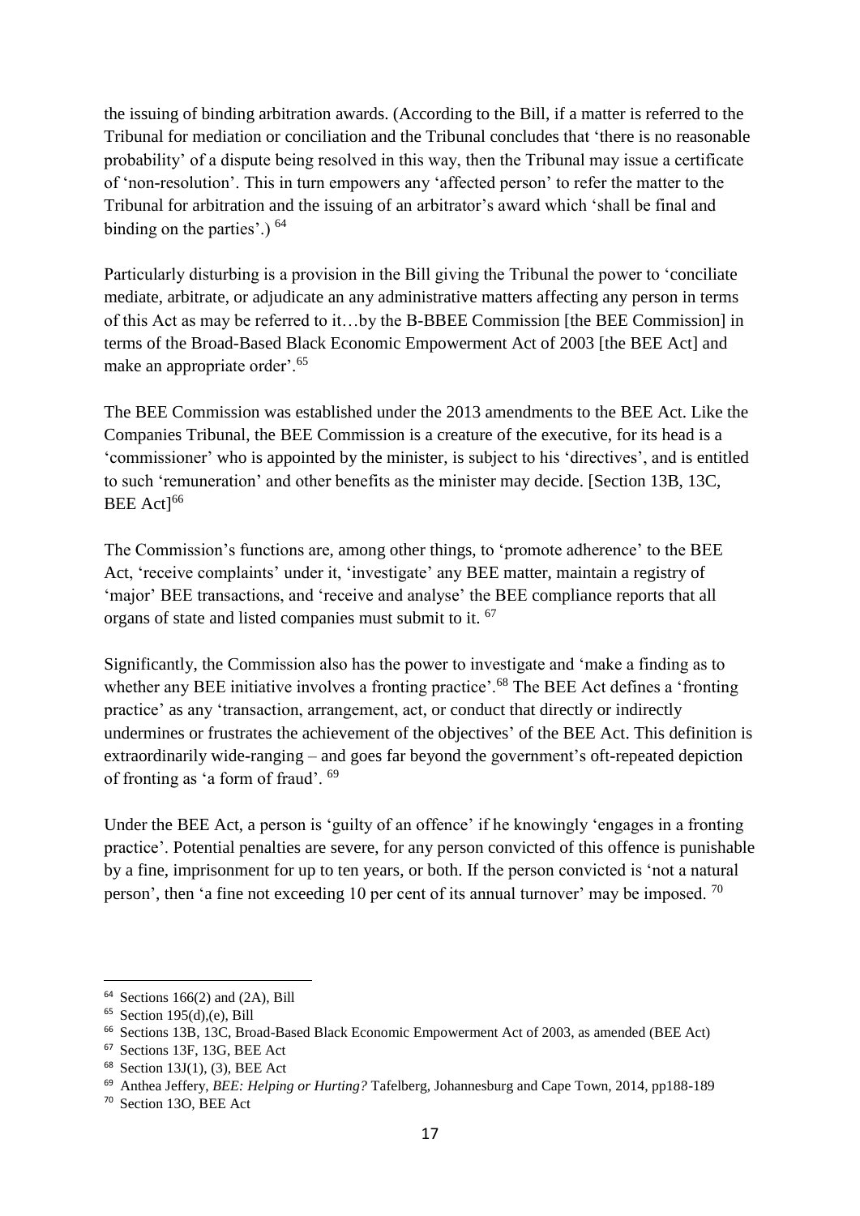the issuing of binding arbitration awards. (According to the Bill, if a matter is referred to the Tribunal for mediation or conciliation and the Tribunal concludes that 'there is no reasonable probability' of a dispute being resolved in this way, then the Tribunal may issue a certificate of 'non-resolution'. This in turn empowers any 'affected person' to refer the matter to the Tribunal for arbitration and the issuing of an arbitrator's award which 'shall be final and binding on the parties'.) [64]

Particularly disturbing is a provision in the Bill giving the Tribunal the power to 'conciliate mediate, arbitrate, or adjudicate an any administrative matters affecting any person in terms of this Act as may be referred to it…by the B-BBEE Commission [the BEE Commission] in terms of the Broad-Based Black Economic Empowerment Act of 2003 [the BEE Act] and make an appropriate order'.[65]

The BEE Commission was established under the 2013 amendments to the BEE Act. Like the Companies Tribunal, the BEE Commission is a creature of the executive, for its head is a 'commissioner' who is appointed by the minister, is subject to his 'directives', and is entitled to such 'remuneration' and other benefits as the minister may decide. [Section 13B, 13C, BEE Act][66]

The Commission's functions are, among other things, to 'promote adherence' to the BEE Act, 'receive complaints' under it, 'investigate' any BEE matter, maintain a registry of 'major' BEE transactions, and 'receive and analyse' the BEE compliance reports that all organs of state and listed companies must submit to it. [67]

Significantly, the Commission also has the power to investigate and 'make a finding as to whether any BEE initiative involves a fronting practice'.[68] The BEE Act defines a 'fronting practice' as any 'transaction, arrangement, act, or conduct that directly or indirectly undermines or frustrates the achievement of the objectives' of the BEE Act. This definition is extraordinarily wide-ranging – and goes far beyond the government's oft-repeated depiction of fronting as 'a form of fraud'. [69]

Under the BEE Act, a person is 'guilty of an offence' if he knowingly 'engages in a fronting practice'. Potential penalties are severe, for any person convicted of this offence is punishable by a fine, imprisonment for up to ten years, or both. If the person convicted is 'not a natural person', then 'a fine not exceeding 10 per cent of its annual turnover' may be imposed. [70]

---

[64] Sections 166(2) and (2A), Bill

[65] Section 195(d),(e), Bill

[66] Sections 13B, 13C, Broad-Based Black Economic Empowerment Act of 2003, as amended (BEE Act)

[67] Sections 13F, 13G, BEE Act

[68] Section 13J(1), (3), BEE Act

[69] Anthea Jeffery, *BEE: Helping or Hurting?* Tafelberg, Johannesburg and Cape Town, 2014, pp188-189

[70] Section 13O, BEE Act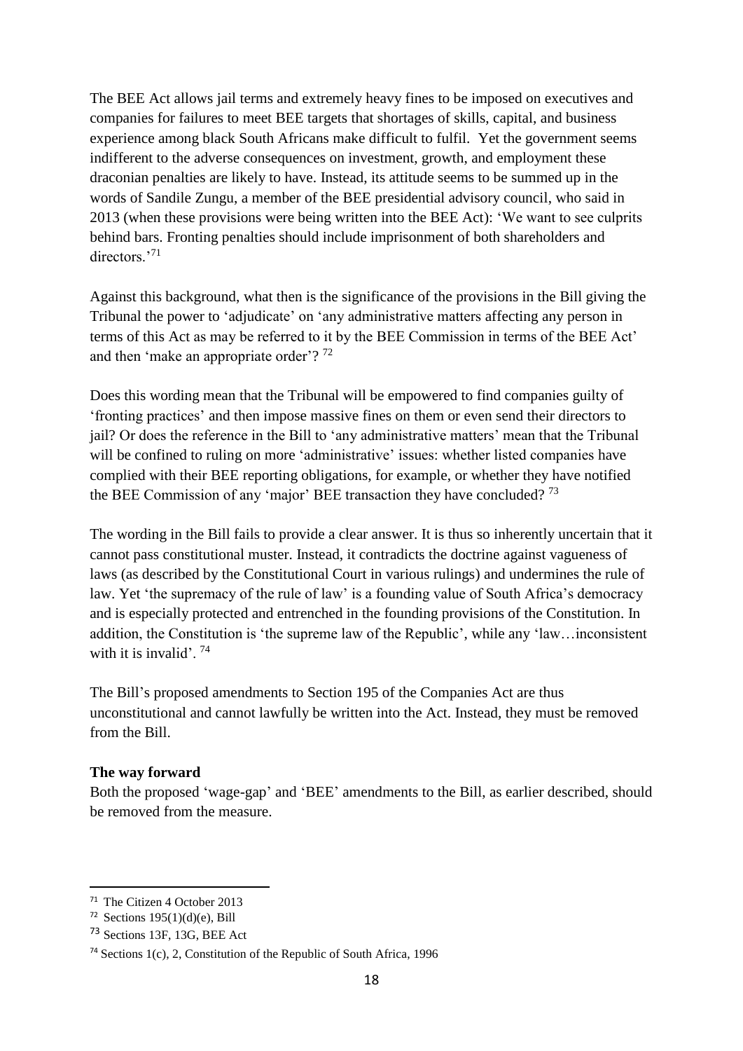The BEE Act allows jail terms and extremely heavy fines to be imposed on executives and companies for failures to meet BEE targets that shortages of skills, capital, and business experience among black South Africans make difficult to fulfil. Yet the government seems indifferent to the adverse consequences on investment, growth, and employment these draconian penalties are likely to have. Instead, its attitude seems to be summed up in the words of Sandile Zungu, a member of the BEE presidential advisory council, who said in 2013 (when these provisions were being written into the BEE Act): 'We want to see culprits behind bars. Fronting penalties should include imprisonment of both shareholders and directors.'[71]

Against this background, what then is the significance of the provisions in the Bill giving the Tribunal the power to 'adjudicate' on 'any administrative matters affecting any person in terms of this Act as may be referred to it by the BEE Commission in terms of the BEE Act' and then 'make an appropriate order'? [72]

Does this wording mean that the Tribunal will be empowered to find companies guilty of 'fronting practices' and then impose massive fines on them or even send their directors to jail? Or does the reference in the Bill to 'any administrative matters' mean that the Tribunal will be confined to ruling on more 'administrative' issues: whether listed companies have complied with their BEE reporting obligations, for example, or whether they have notified the BEE Commission of any 'major' BEE transaction they have concluded? [73]

The wording in the Bill fails to provide a clear answer. It is thus so inherently uncertain that it cannot pass constitutional muster. Instead, it contradicts the doctrine against vagueness of laws (as described by the Constitutional Court in various rulings) and undermines the rule of law. Yet 'the supremacy of the rule of law' is a founding value of South Africa's democracy and is especially protected and entrenched in the founding provisions of the Constitution. In addition, the Constitution is 'the supreme law of the Republic', while any 'law…inconsistent with it is invalid'. [74]

The Bill's proposed amendments to Section 195 of the Companies Act are thus unconstitutional and cannot lawfully be written into the Act. Instead, they must be removed from the Bill.

**The way forward**

Both the proposed 'wage-gap' and 'BEE' amendments to the Bill, as earlier described, should be removed from the measure.

---

[71] The Citizen 4 October 2013

[72] Sections 195(1)(d)(e), Bill

[73] Sections 13F, 13G, BEE Act

[74] Sections 1(c), 2, Constitution of the Republic of South Africa, 1996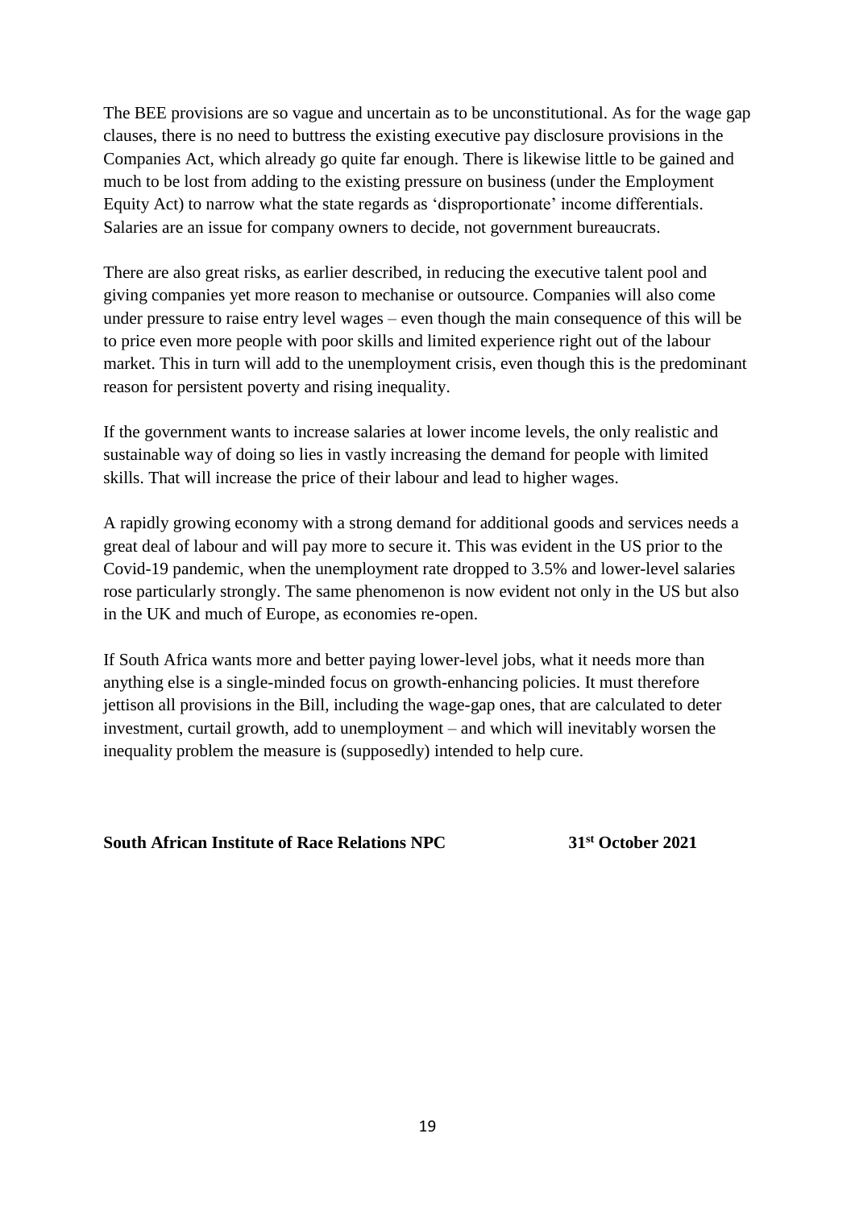The BEE provisions are so vague and uncertain as to be unconstitutional. As for the wage gap clauses, there is no need to buttress the existing executive pay disclosure provisions in the Companies Act, which already go quite far enough. There is likewise little to be gained and much to be lost from adding to the existing pressure on business (under the Employment Equity Act) to narrow what the state regards as 'disproportionate' income differentials. Salaries are an issue for company owners to decide, not government bureaucrats.

There are also great risks, as earlier described, in reducing the executive talent pool and giving companies yet more reason to mechanise or outsource. Companies will also come under pressure to raise entry level wages – even though the main consequence of this will be to price even more people with poor skills and limited experience right out of the labour market. This in turn will add to the unemployment crisis, even though this is the predominant reason for persistent poverty and rising inequality.

If the government wants to increase salaries at lower income levels, the only realistic and sustainable way of doing so lies in vastly increasing the demand for people with limited skills. That will increase the price of their labour and lead to higher wages.

A rapidly growing economy with a strong demand for additional goods and services needs a great deal of labour and will pay more to secure it. This was evident in the US prior to the Covid-19 pandemic, when the unemployment rate dropped to 3.5% and lower-level salaries rose particularly strongly. The same phenomenon is now evident not only in the US but also in the UK and much of Europe, as economies re-open.

If South Africa wants more and better paying lower-level jobs, what it needs more than anything else is a single-minded focus on growth-enhancing policies. It must therefore jettison all provisions in the Bill, including the wage-gap ones, that are calculated to deter investment, curtail growth, add to unemployment – and which will inevitably worsen the inequality problem the measure is (supposedly) intended to help cure.

**South African Institute of Race Relations NPC** **31st October 2021**